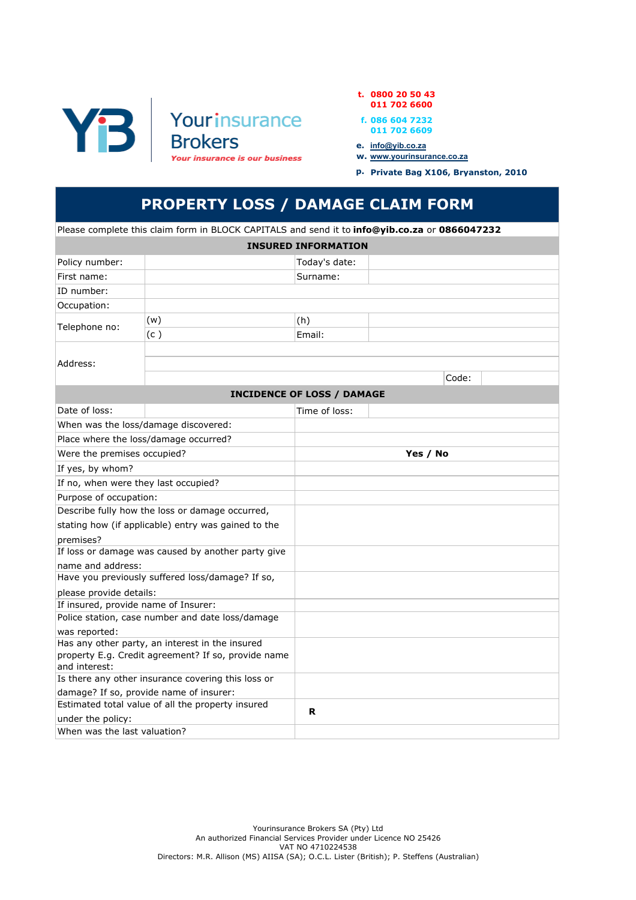Your insurance Brokers

*Your insurance is our business*

**t.** 0800 20 50 43
011 702 6600

**f.** 086 604 7232
011 702 6609

**e.** info@yib.co.za

**w.** www.yourinsurance.co.za

**p.** Private Bag X106, Bryanston, 2010

# PROPERTY LOSS / DAMAGE CLAIM FORM

Please complete this claim form in BLOCK CAPITALS and send it to **info@yib.co.za** or **0866047232**

| **INSURED INFORMATION** | | | |
|---|---|---|---|
| Policy number: | | Today's date: | |
| First name: | | Surname: | |
| ID number: | | | |
| Occupation: | | | |
| Telephone no: | (w) | (h) | |
| | (c ) | Email: | |
| Address: | | | |
| | | | |
| | | Code: | |

| **INCIDENCE OF LOSS / DAMAGE** | | | |
|---|---|---|---|
| Date of loss: | | Time of loss: | |
| When was the loss/damage discovered: | | | |
| Place where the loss/damage occurred? | | | |
| Were the premises occupied? | | **Yes / No** | |
| If yes, by whom? | | | |
| If no, when were they last occupied? | | | |
| Purpose of occupation: | | | |
| Describe fully how the loss or damage occurred, stating how (if applicable) entry was gained to the premises? | | | |
| If loss or damage was caused by another party give name and address: | | | |
| Have you previously suffered loss/damage? If so, please provide details: | | | |
| If insured, provide name of Insurer: | | | |
| Police station, case number and date loss/damage was reported: | | | |
| Has any other party, an interest in the insured property E.g. Credit agreement? If so, provide name and interest: | | | |
| Is there any other insurance covering this loss or damage? If so, provide name of insurer: | | | |
| Estimated total value of all the property insured under the policy: | | **R** | |
| When was the last valuation? | | | |

Yourinsurance Brokers SA (Pty) Ltd
An authorized Financial Services Provider under Licence NO 25426
VAT NO 4710224538
Directors: M.R. Allison (MS) AIISA (SA); O.C.L. Lister (British); P. Steffens (Australian)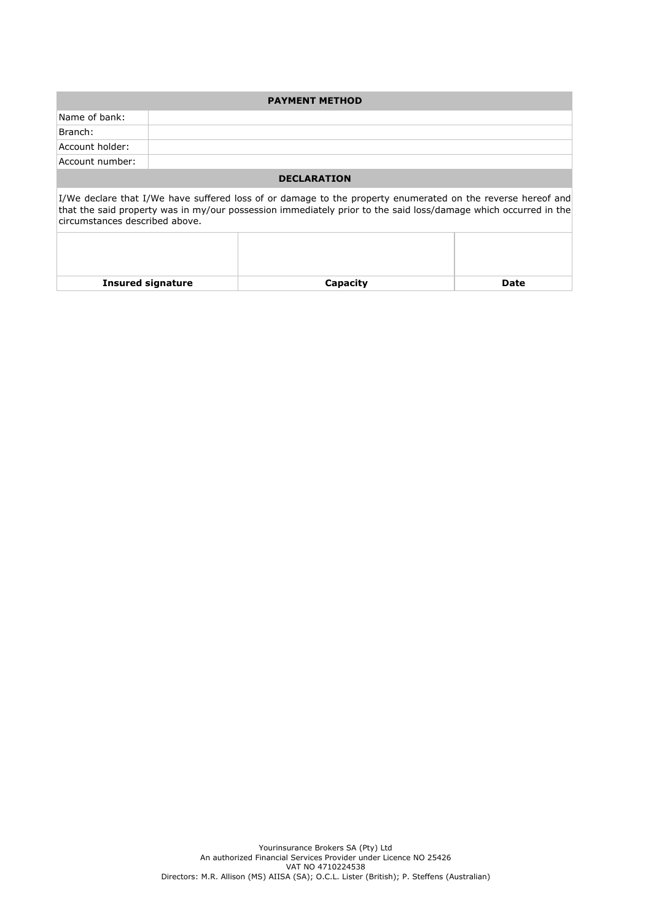| PAYMENT METHOD | |
|---|---|
| Name of bank: | |
| Branch: | |
| Account holder: | |
| Account number: | |

**DECLARATION**

I/We declare that I/We have suffered loss of or damage to the property enumerated on the reverse hereof and that the said property was in my/our possession immediately prior to the said loss/damage which occurred in the circumstances described above.

| | | |
|---|---|---|
| | | |
| **Insured signature** | **Capacity** | **Date** |

Yourinsurance Brokers SA (Pty) Ltd
An authorized Financial Services Provider under Licence NO 25426
VAT NO 4710224538
Directors: M.R. Allison (MS) AIISA (SA); O.C.L. Lister (British); P. Steffens (Australian)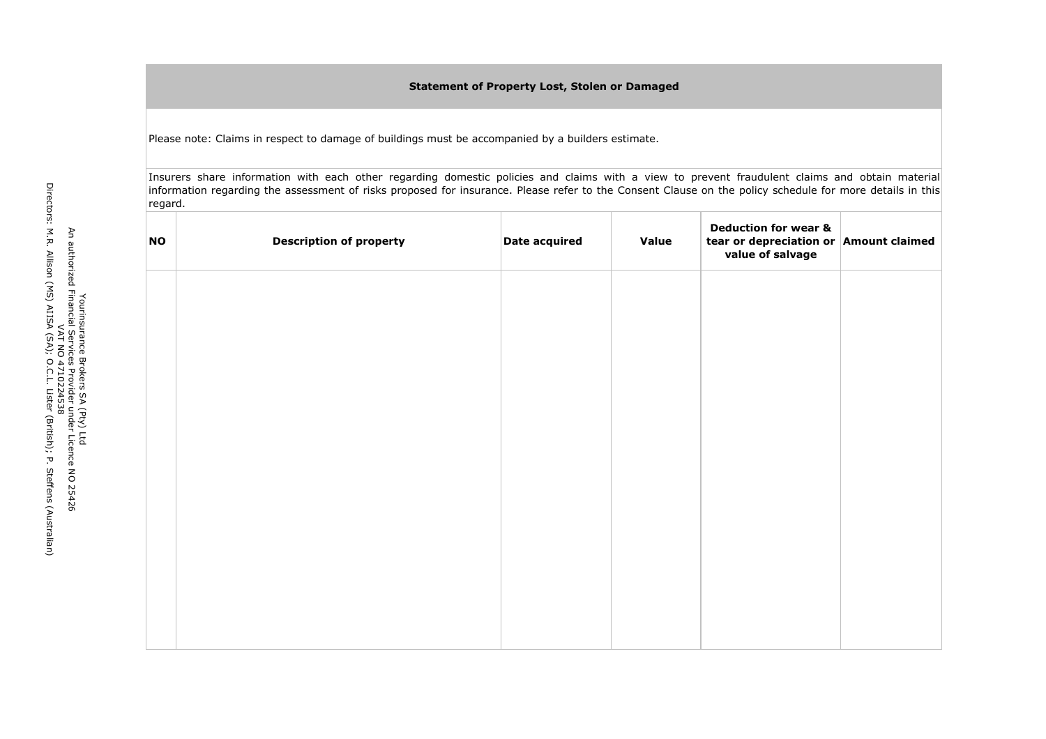## Statement of Property Lost, Stolen or Damaged

Please note: Claims in respect to damage of buildings must be accompanied by a builders estimate.

Insurers share information with each other regarding domestic policies and claims with a view to prevent fraudulent claims and obtain material information regarding the assessment of risks proposed for insurance. Please refer to the Consent Clause on the policy schedule for more details in this regard.

| NO | Description of property | Date acquired | Value | Deduction for wear & tear or depreciation or value of salvage | Amount claimed |
|---|---|---|---|---|---|
| | | | | | |